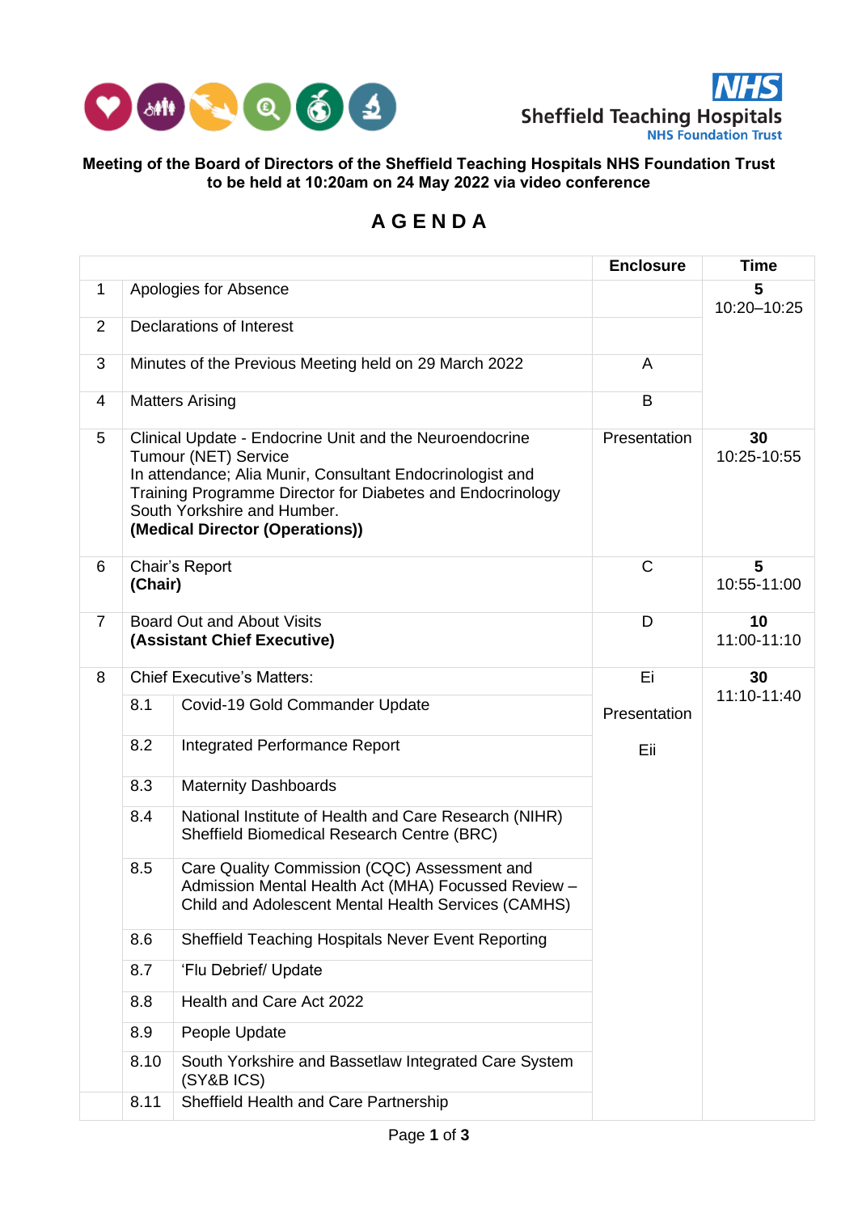**Meeting of the Board of Directors of the Sheffield Teaching Hospitals NHS Foundation Trust to be held at 10:20am on 24 May 2022 via video conference**

# A G E N D A

| | | | Enclosure | Time |
|---|---|---|---|---|
| 1 | Apologies for Absence | | | **5** 10:20–10:25 |
| 2 | Declarations of Interest | | | |
| 3 | Minutes of the Previous Meeting held on 29 March 2022 | | A | |
| 4 | Matters Arising | | B | |
| 5 | Clinical Update - Endocrine Unit and the Neuroendocrine Tumour (NET) Service<br>In attendance; Alia Munir, Consultant Endocrinologist and Training Programme Director for Diabetes and Endocrinology South Yorkshire and Humber.<br>**(Medical Director (Operations))** | | Presentation | **30** 10:25-10:55 |
| 6 | Chair's Report<br>**(Chair)** | | C | **5** 10:55-11:00 |
| 7 | Board Out and About Visits<br>**(Assistant Chief Executive)** | | D | **10** 11:00-11:10 |
| 8 | Chief Executive's Matters: | | Ei | **30** 11:10-11:40 |
| | 8.1 | Covid-19 Gold Commander Update | Presentation | |
| | 8.2 | Integrated Performance Report | Eii | |
| | 8.3 | Maternity Dashboards | | |
| | 8.4 | National Institute of Health and Care Research (NIHR) Sheffield Biomedical Research Centre (BRC) | | |
| | 8.5 | Care Quality Commission (CQC) Assessment and Admission Mental Health Act (MHA) Focussed Review – Child and Adolescent Mental Health Services (CAMHS) | | |
| | 8.6 | Sheffield Teaching Hospitals Never Event Reporting | | |
| | 8.7 | 'Flu Debrief/ Update | | |
| | 8.8 | Health and Care Act 2022 | | |
| | 8.9 | People Update | | |
| | 8.10 | South Yorkshire and Bassetlaw Integrated Care System (SY&B ICS) | | |
| | 8.11 | Sheffield Health and Care Partnership | | |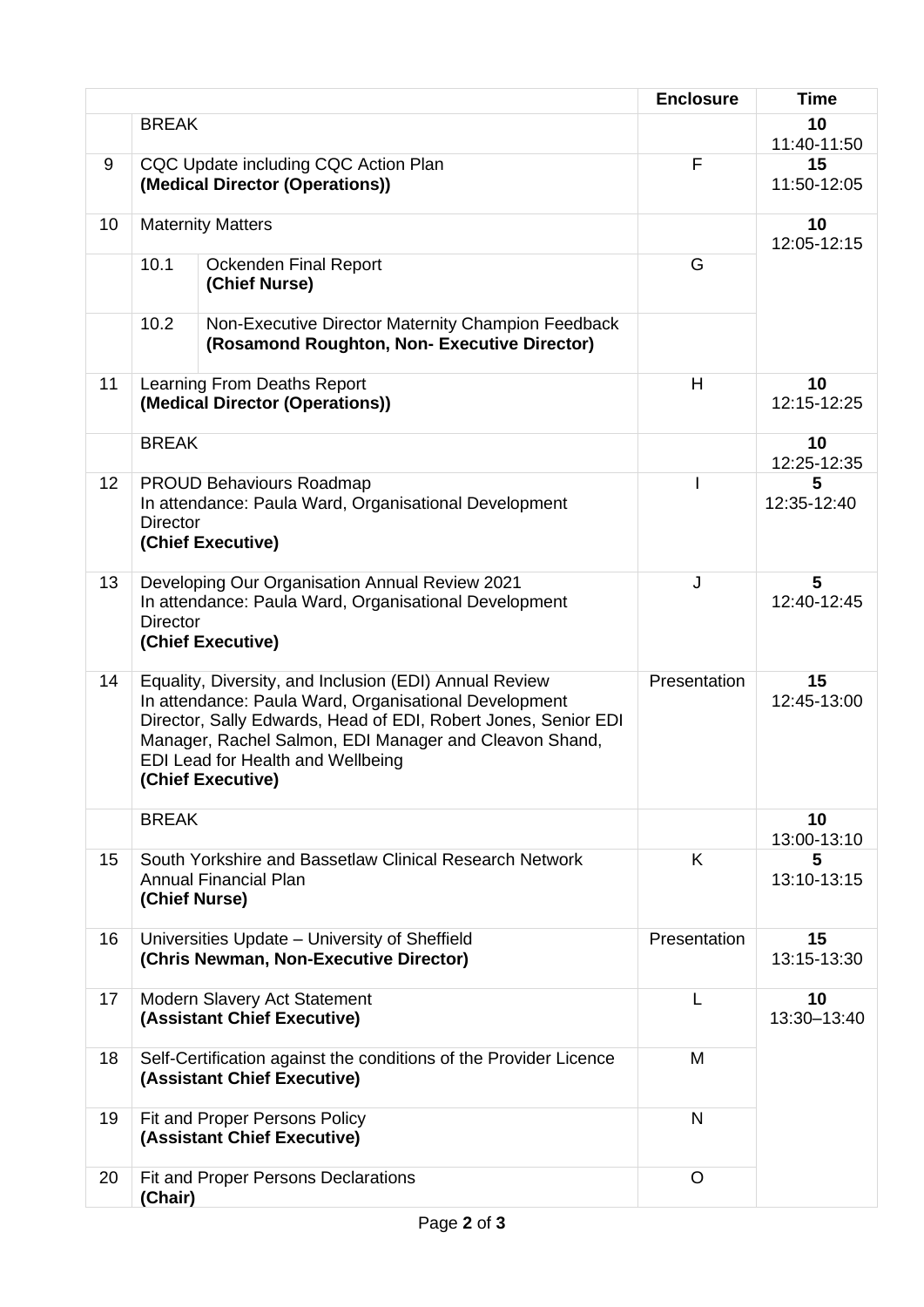| | | | Enclosure | Time |
|---|---|---|---|---|
| | BREAK | | | **10** 11:40-11:50 |
| 9 | CQC Update including CQC Action Plan **(Medical Director (Operations))** | | F | **15** 11:50-12:05 |
| 10 | Maternity Matters | | | **10** 12:05-12:15 |
| | 10.1 | Ockenden Final Report **(Chief Nurse)** | G | |
| | 10.2 | Non-Executive Director Maternity Champion Feedback **(Rosamond Roughton, Non- Executive Director)** | | |
| 11 | Learning From Deaths Report **(Medical Director (Operations))** | | H | **10** 12:15-12:25 |
| | BREAK | | | **10** 12:25-12:35 |
| 12 | PROUD Behaviours Roadmap In attendance: Paula Ward, Organisational Development Director **(Chief Executive)** | | I | **5** 12:35-12:40 |
| 13 | Developing Our Organisation Annual Review 2021 In attendance: Paula Ward, Organisational Development Director **(Chief Executive)** | | J | **5** 12:40-12:45 |
| 14 | Equality, Diversity, and Inclusion (EDI) Annual Review In attendance: Paula Ward, Organisational Development Director, Sally Edwards, Head of EDI, Robert Jones, Senior EDI Manager, Rachel Salmon, EDI Manager and Cleavon Shand, EDI Lead for Health and Wellbeing **(Chief Executive)** | | Presentation | **15** 12:45-13:00 |
| | BREAK | | | **10** 13:00-13:10 |
| 15 | South Yorkshire and Bassetlaw Clinical Research Network Annual Financial Plan **(Chief Nurse)** | | K | **5** 13:10-13:15 |
| 16 | Universities Update – University of Sheffield **(Chris Newman, Non-Executive Director)** | | Presentation | **15** 13:15-13:30 |
| 17 | Modern Slavery Act Statement **(Assistant Chief Executive)** | | L | **10** 13:30–13:40 |
| 18 | Self-Certification against the conditions of the Provider Licence **(Assistant Chief Executive)** | | M | |
| 19 | Fit and Proper Persons Policy **(Assistant Chief Executive)** | | N | |
| 20 | Fit and Proper Persons Declarations **(Chair)** | | O | |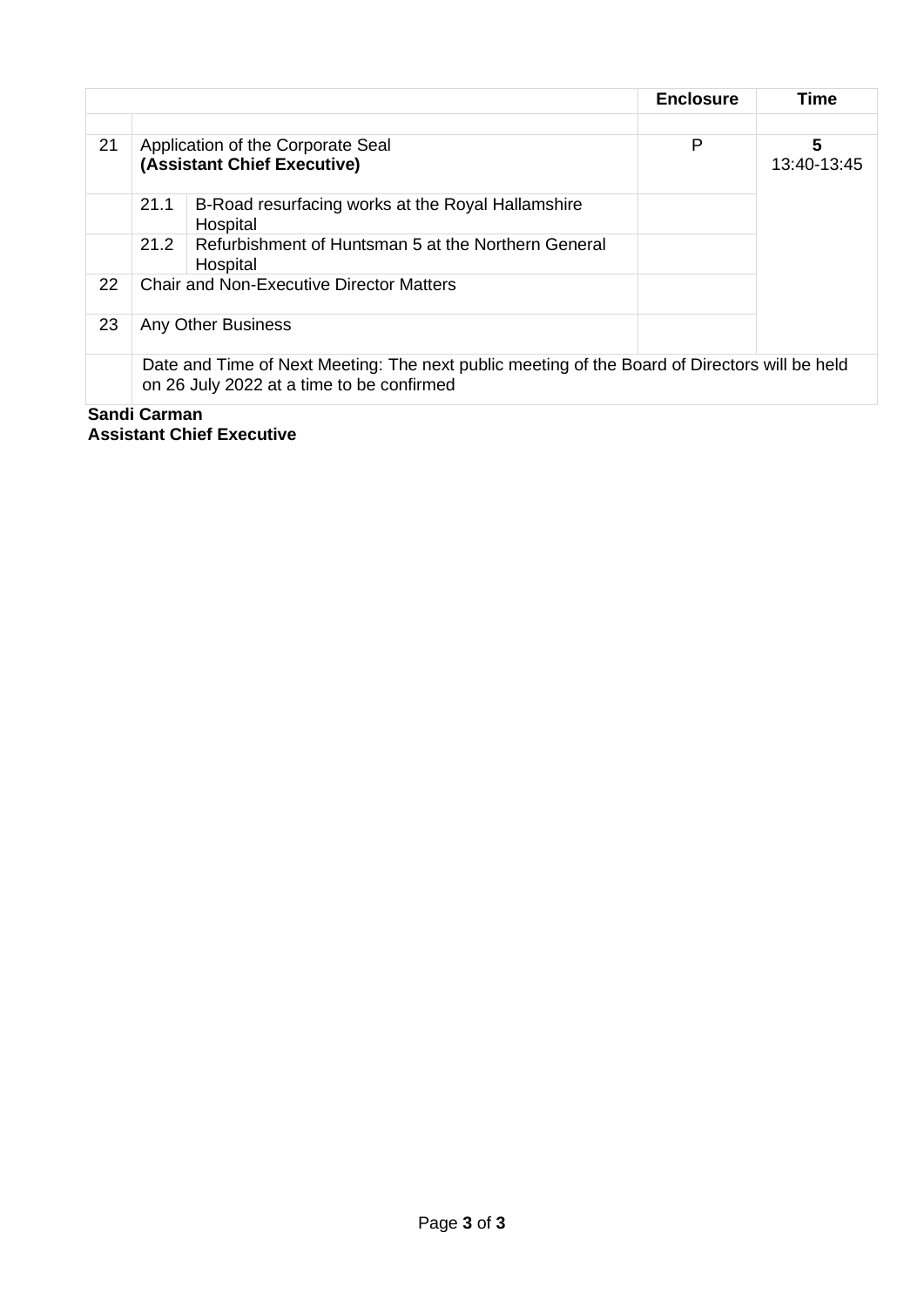| | | | Enclosure | Time |
|---|---|---|---|---|
| | | | | |
| 21 | Application of the Corporate Seal **(Assistant Chief Executive)** | | P | **5** 13:40-13:45 |
| | 21.1 | B-Road resurfacing works at the Royal Hallamshire Hospital | | |
| | 21.2 | Refurbishment of Huntsman 5 at the Northern General Hospital | | |
| 22 | Chair and Non-Executive Director Matters | | | |
| 23 | Any Other Business | | | |
| | Date and Time of Next Meeting: The next public meeting of the Board of Directors will be held on 26 July 2022 at a time to be confirmed | | | |

**Sandi Carman**
**Assistant Chief Executive**